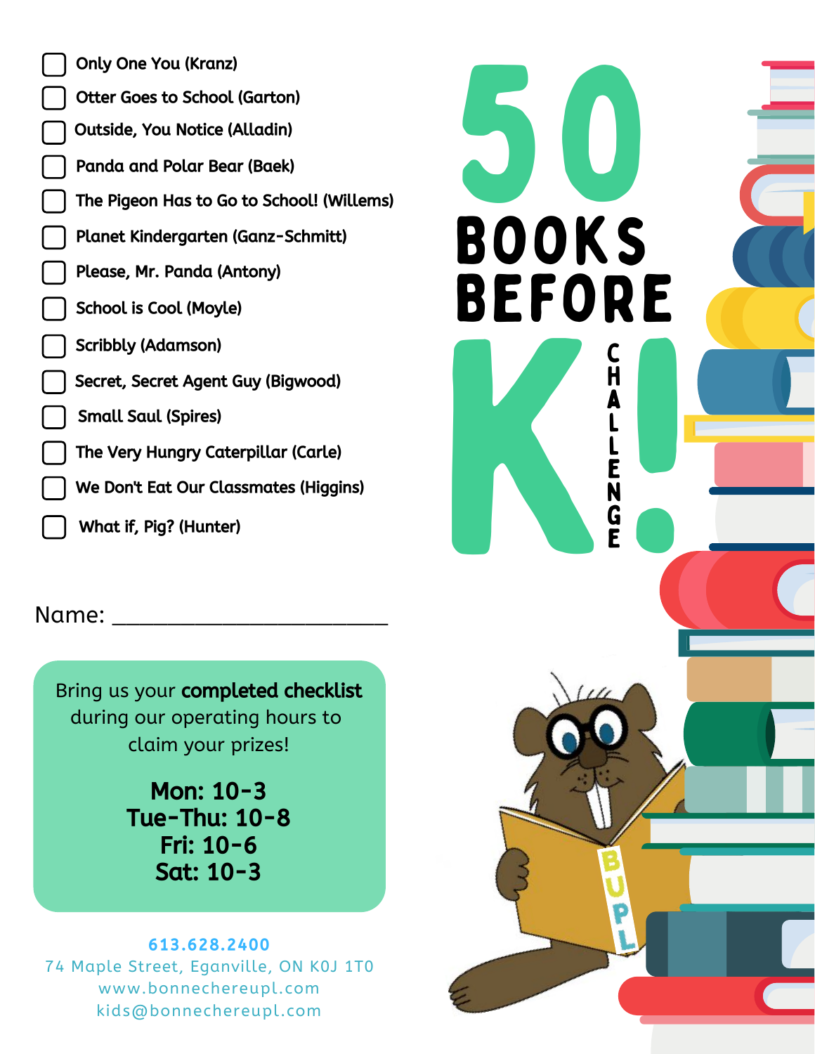# 50 BOOKS BEFORE K! CHALLENGE

- [ ] Only One You (Kranz)
- [ ] Otter Goes to School (Garton)
- [ ] Outside, You Notice (Alladin)
- [ ] Panda and Polar Bear (Baek)
- [ ] The Pigeon Has to Go to School! (Willems)
- [ ] Planet Kindergarten (Ganz-Schmitt)
- [ ] Please, Mr. Panda (Antony)
- [ ] School is Cool (Moyle)
- [ ] Scribbly (Adamson)
- [ ] Secret, Secret Agent Guy (Bigwood)
- [ ] Small Saul (Spires)
- [ ] The Very Hungry Caterpillar (Carle)
- [ ] We Don't Eat Our Classmates (Higgins)
- [ ] What if, Pig? (Hunter)

Name: ______________________

Bring us your **completed checklist** during our operating hours to claim your prizes!

**Mon: 10-3**
**Tue-Thu: 10-8**
**Fri: 10-6**
**Sat: 10-3**

**613.628.2400**
74 Maple Street, Eganville, ON K0J 1T0
www.bonnechereupl.com
kids@bonnechereupl.com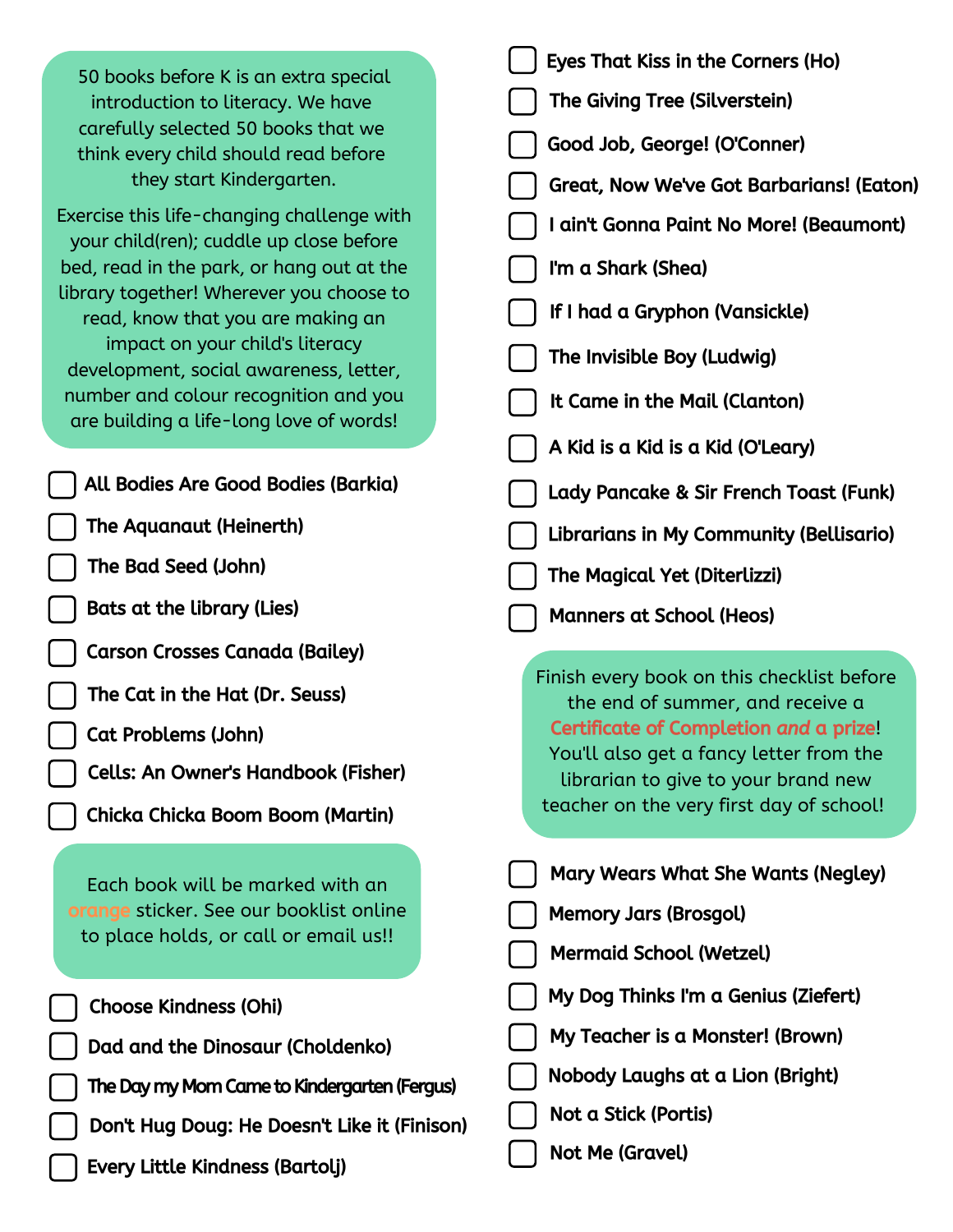50 books before K is an extra special introduction to literacy. We have carefully selected 50 books that we think every child should read before they start Kindergarten.

Exercise this life-changing challenge with your child(ren); cuddle up close before bed, read in the park, or hang out at the library together! Wherever you choose to read, know that you are making an impact on your child's literacy development, social awareness, letter, number and colour recognition and you are building a life-long love of words!

- [ ] All Bodies Are Good Bodies (Barkia)
- [ ] The Aquanaut (Heinerth)
- [ ] The Bad Seed (John)
- [ ] Bats at the library (Lies)
- [ ] Carson Crosses Canada (Bailey)
- [ ] The Cat in the Hat (Dr. Seuss)
- [ ] Cat Problems (John)
- [ ] Cells: An Owner's Handbook (Fisher)
- [ ] Chicka Chicka Boom Boom (Martin)

Each book will be marked with an orange sticker. See our booklist online to place holds, or call or email us!!

- [ ] Choose Kindness (Ohi)
- [ ] Dad and the Dinosaur (Choldenko)
- [ ] The Day my Mom Came to Kindergarten (Fergus)
- [ ] Don't Hug Doug: He Doesn't Like it (Finison)
- [ ] Every Little Kindness (Bartolj)
- [ ] Eyes That Kiss in the Corners (Ho)
- [ ] The Giving Tree (Silverstein)
- [ ] Good Job, George! (O'Conner)
- [ ] Great, Now We've Got Barbarians! (Eaton)
- [ ] I ain't Gonna Paint No More! (Beaumont)
- [ ] I'm a Shark (Shea)
- [ ] If I had a Gryphon (Vansickle)
- [ ] The Invisible Boy (Ludwig)
- [ ] It Came in the Mail (Clanton)
- [ ] A Kid is a Kid is a Kid (O'Leary)
- [ ] Lady Pancake & Sir French Toast (Funk)
- [ ] Librarians in My Community (Bellisario)
- [ ] The Magical Yet (Diterlizzi)
- [ ] Manners at School (Heos)

Finish every book on this checklist before the end of summer, and receive a **Certificate of Completion *and* a prize**! You'll also get a fancy letter from the librarian to give to your brand new teacher on the very first day of school!

- [ ] Mary Wears What She Wants (Negley)
- [ ] Memory Jars (Brosgol)
- [ ] Mermaid School (Wetzel)
- [ ] My Dog Thinks I'm a Genius (Ziefert)
- [ ] My Teacher is a Monster! (Brown)
- [ ] Nobody Laughs at a Lion (Bright)
- [ ] Not a Stick (Portis)
- [ ] Not Me (Gravel)